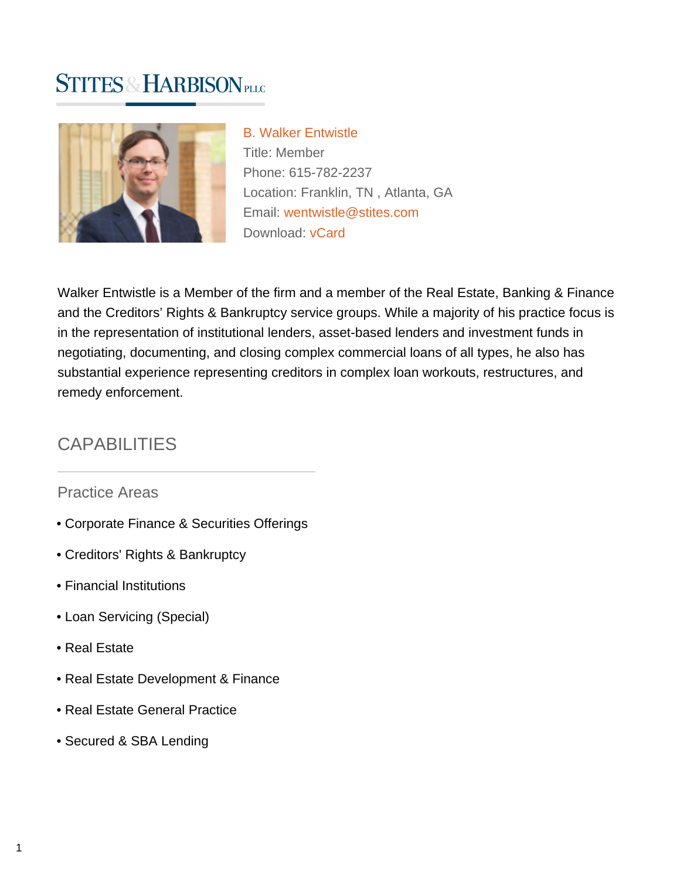# Stites & Harbison PLLC

**B. Walker Entwistle**
Title: Member
Phone: 615-782-2237
Location: Franklin, TN , Atlanta, GA
Email: wentwistle@stites.com
Download: vCard

Walker Entwistle is a Member of the firm and a member of the Real Estate, Banking & Finance and the Creditors' Rights & Bankruptcy service groups. While a majority of his practice focus is in the representation of institutional lenders, asset-based lenders and investment funds in negotiating, documenting, and closing complex commercial loans of all types, he also has substantial experience representing creditors in complex loan workouts, restructures, and remedy enforcement.

## CAPABILITIES

### Practice Areas

- Corporate Finance & Securities Offerings
- Creditors' Rights & Bankruptcy
- Financial Institutions
- Loan Servicing (Special)
- Real Estate
- Real Estate Development & Finance
- Real Estate General Practice
- Secured & SBA Lending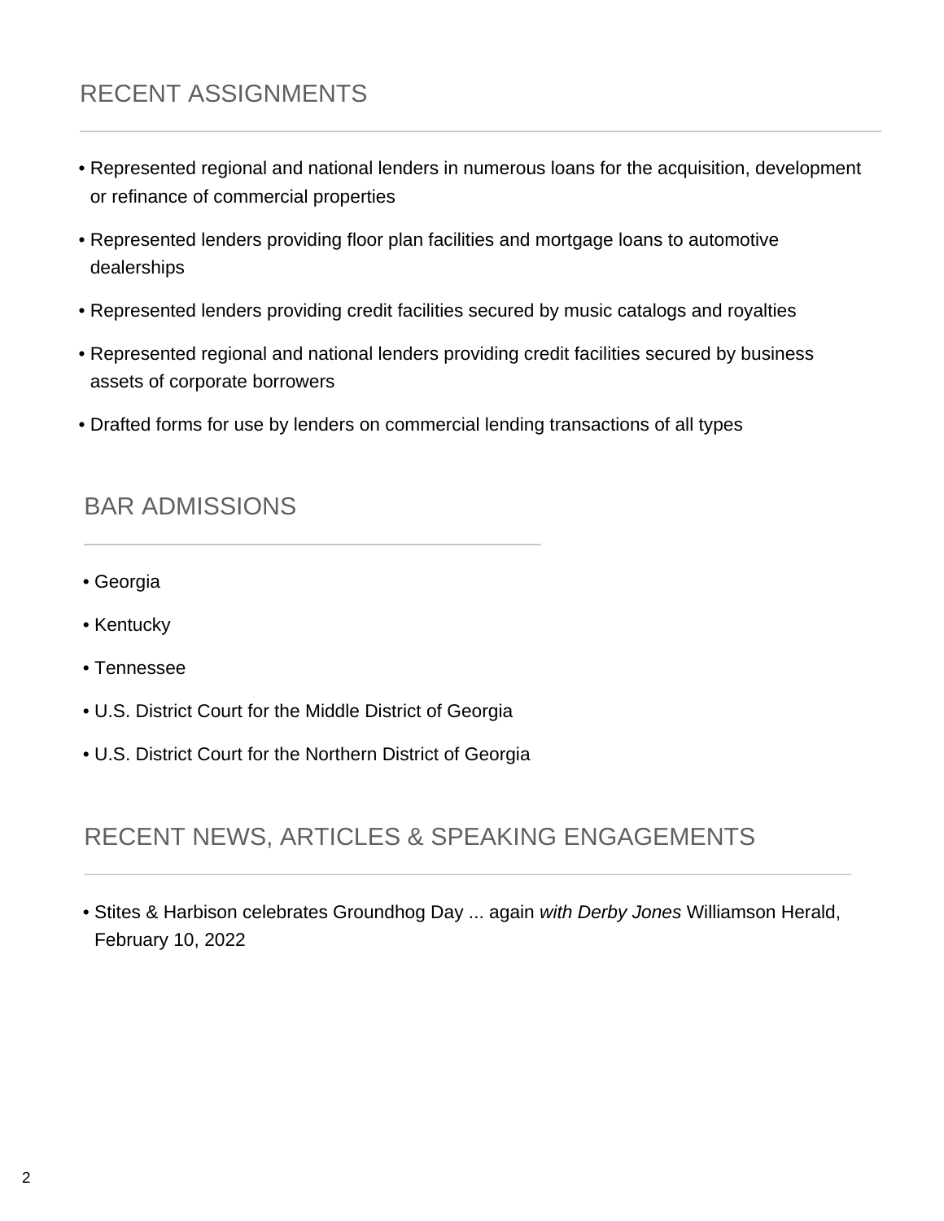## RECENT ASSIGNMENTS

- Represented regional and national lenders in numerous loans for the acquisition, development or refinance of commercial properties
- Represented lenders providing floor plan facilities and mortgage loans to automotive dealerships
- Represented lenders providing credit facilities secured by music catalogs and royalties
- Represented regional and national lenders providing credit facilities secured by business assets of corporate borrowers
- Drafted forms for use by lenders on commercial lending transactions of all types

## BAR ADMISSIONS

- Georgia
- Kentucky
- Tennessee
- U.S. District Court for the Middle District of Georgia
- U.S. District Court for the Northern District of Georgia

## RECENT NEWS, ARTICLES & SPEAKING ENGAGEMENTS

- Stites & Harbison celebrates Groundhog Day ... again *with Derby Jones* Williamson Herald, February 10, 2022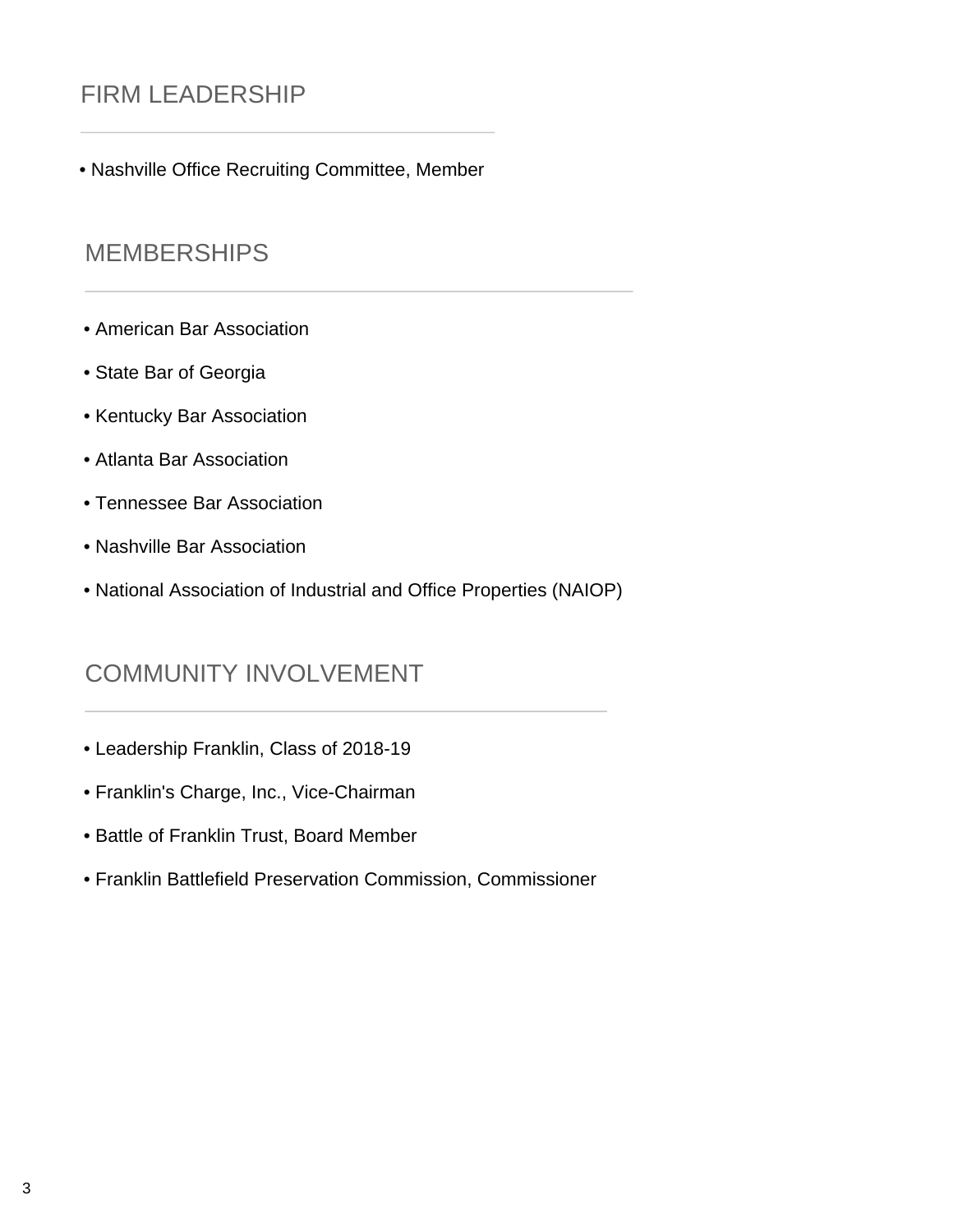## FIRM LEADERSHIP

- Nashville Office Recruiting Committee, Member

## MEMBERSHIPS

- American Bar Association
- State Bar of Georgia
- Kentucky Bar Association
- Atlanta Bar Association
- Tennessee Bar Association
- Nashville Bar Association
- National Association of Industrial and Office Properties (NAIOP)

## COMMUNITY INVOLVEMENT

- Leadership Franklin, Class of 2018-19
- Franklin's Charge, Inc., Vice-Chairman
- Battle of Franklin Trust, Board Member
- Franklin Battlefield Preservation Commission, Commissioner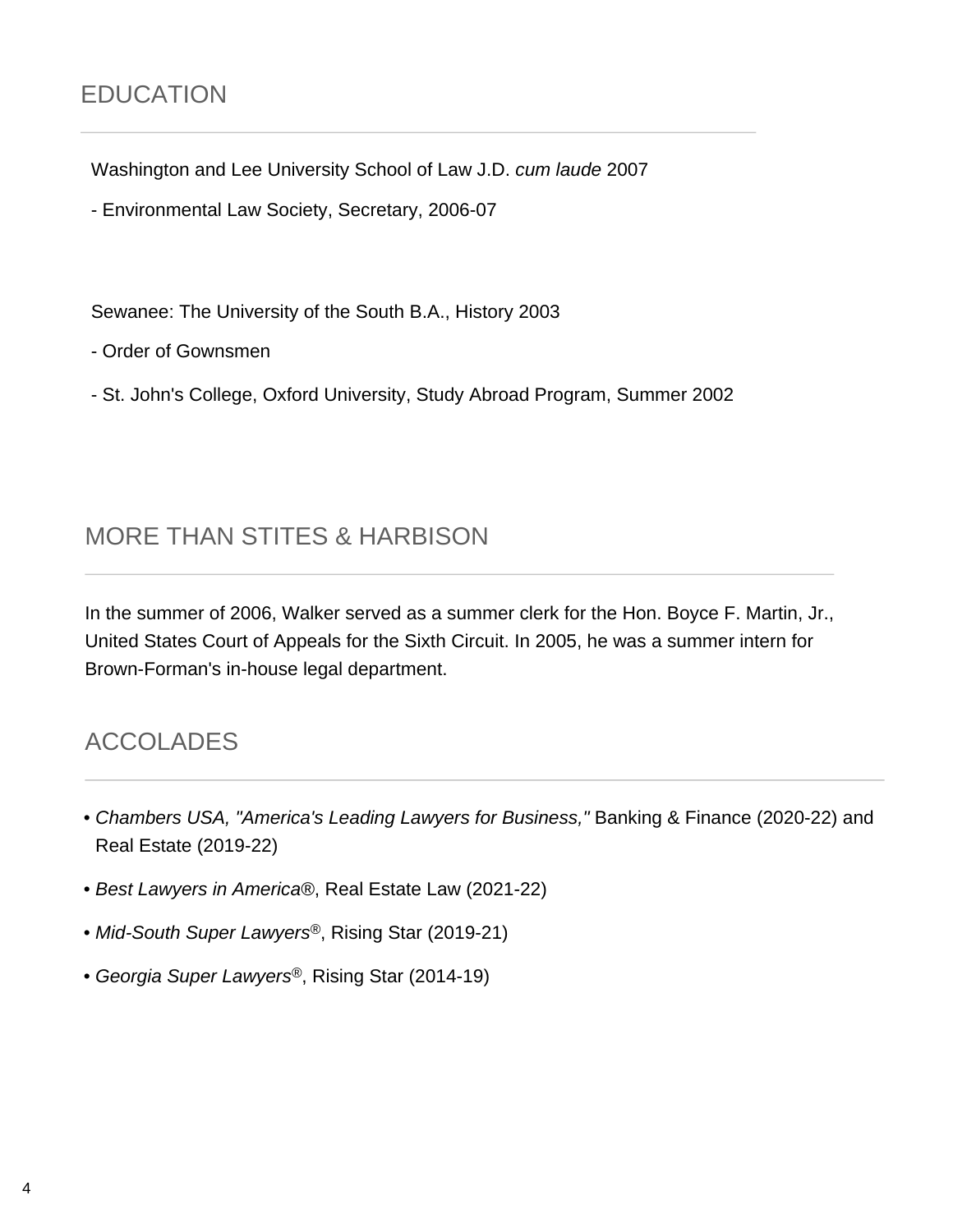## EDUCATION

Washington and Lee University School of Law J.D. *cum laude* 2007

- Environmental Law Society, Secretary, 2006-07

Sewanee: The University of the South B.A., History 2003

- Order of Gownsmen
- St. John's College, Oxford University, Study Abroad Program, Summer 2002

## MORE THAN STITES & HARBISON

In the summer of 2006, Walker served as a summer clerk for the Hon. Boyce F. Martin, Jr., United States Court of Appeals for the Sixth Circuit. In 2005, he was a summer intern for Brown-Forman's in-house legal department.

## ACCOLADES

- *Chambers USA, "America's Leading Lawyers for Business,"* Banking & Finance (2020-22) and Real Estate (2019-22)
- *Best Lawyers in America*®, Real Estate Law (2021-22)
- *Mid-South Super Lawyers*®, Rising Star (2019-21)
- *Georgia Super Lawyers*®, Rising Star (2014-19)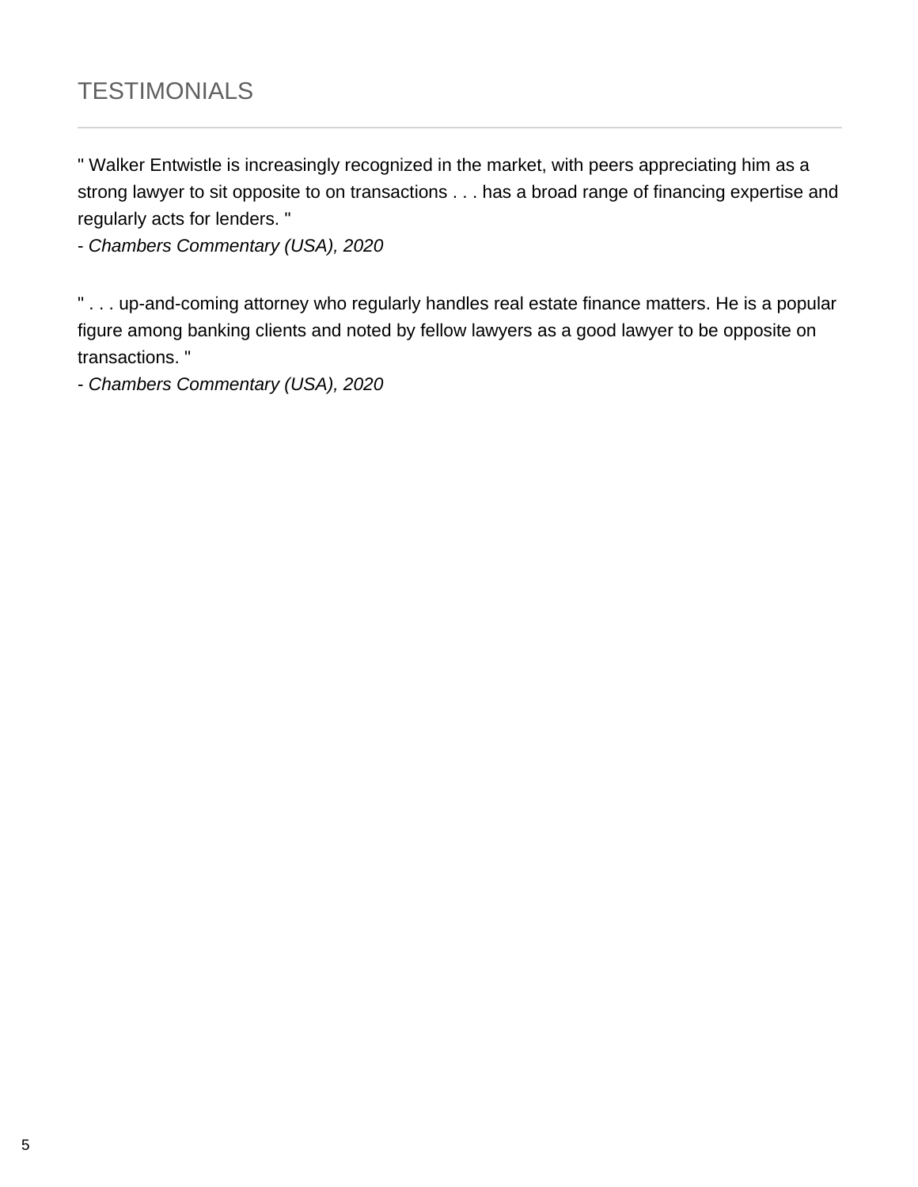## TESTIMONIALS

" Walker Entwistle is increasingly recognized in the market, with peers appreciating him as a strong lawyer to sit opposite to on transactions . . . has a broad range of financing expertise and regularly acts for lenders. "

- *Chambers Commentary (USA), 2020*

" . . . up-and-coming attorney who regularly handles real estate finance matters. He is a popular figure among banking clients and noted by fellow lawyers as a good lawyer to be opposite on transactions. "

- *Chambers Commentary (USA), 2020*